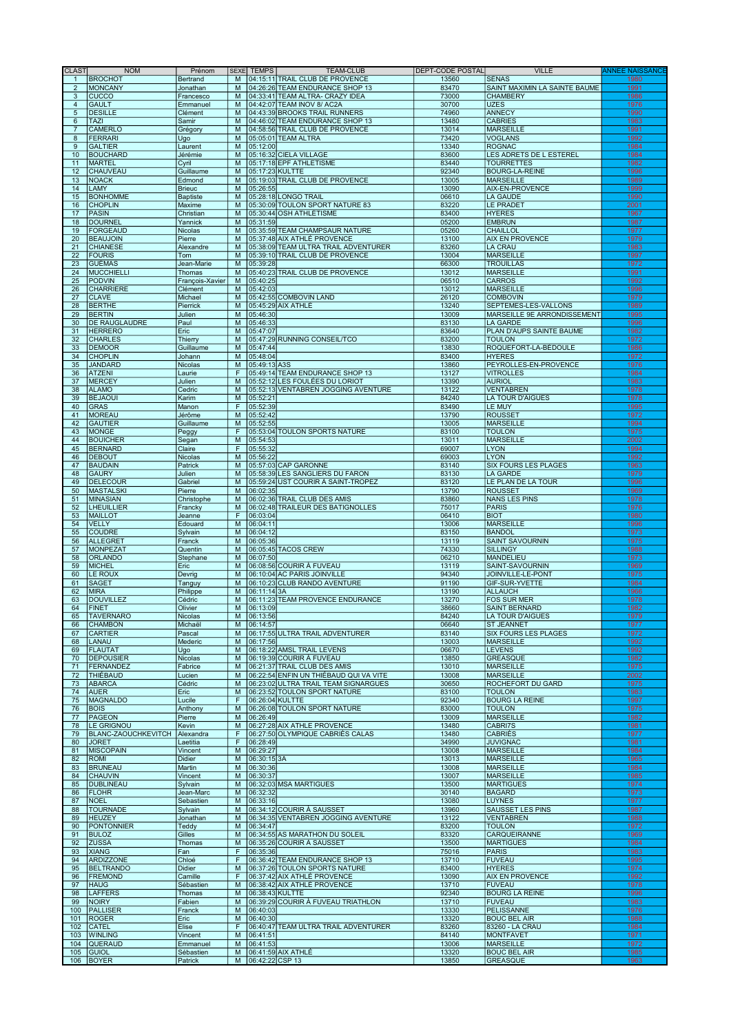| CLAST | NOM | Prénom | SEXE | TEMPS | TEAM-CLUB | DEPT-CODE POSTAL | VILLE | ANNEE NAISSANCE |
|---|---|---|---|---|---|---|---|---|
| 1 | BROCHOT | Bertrand | M | 04:15:11 | TRAIL CLUB DE PROVENCE | 13560 | SENAS | 1980 |
| 2 | MONCANY | Jonathan | M | 04:26:26 | TEAM ENDURANCE SHOP 13 | 83470 | SAINT MAXIMIN LA SAINTE BAUME | 1991 |
| 3 | CUCCO | Francesco | M | 04:33:41 | TEAM ALTRA- CRAZY IDEA | 73000 | CHAMBERY | 1986 |
| 4 | GAULT | Emmanuel | M | 04:42:07 | TEAM INOV 8/ AC2A | 30700 | UZES | 1976 |
| 5 | DESILLE | Clément | M | 04:43:39 | BROOKS TRAIL RUNNERS | 74960 | ANNECY | 1990 |
| 6 | TAZI | Samir | M | 04:46:02 | TEAM ENDURANCE SHOP 13 | 13480 | CABRIES | 1983 |
| 7 | CAMERLO | Grégory | M | 04:58:56 | TRAIL CLUB DE PROVENCE | 13014 | MARSEILLE | 1991 |
| 8 | FERRARI | Ugo | M | 05:05:01 | TEAM ALTRA | 73420 | VOGLANS | 1992 |
| 9 | GALTIER | Laurent | M | 05:12:00 | | 13340 | ROGNAC | 1984 |
| 10 | BOUCHARD | Jérémie | M | 05:16:32 | CIELA VILLAGE | 83600 | LES ADRETS DE L ESTEREL | 1984 |
| 11 | MARTEL | Cyril | M | 05:17:18 | EPF ATHLETISME | 83440 | TOURRETTES | 1982 |
| 12 | CHAUVEAU | Guillaume | M | 05:17:23 | KULTTE | 92340 | BOURG-LA-REINE | 1996 |
| 13 | NOACK | Edmond | M | 05:19:03 | TRAIL CLUB DE PROVENCE | 13005 | MARSEILLE | 1989 |
| 14 | LAMY | Brieuc | M | 05:26:55 | | 13090 | AIX-EN-PROVENCE | 1999 |
| 15 | BONHOMME | Baptiste | M | 05:28:18 | LONGO TRAIL | 06610 | LA GAUDE | 1990 |
| 16 | CHOPLIN | Maxime | M | 05:30:09 | TOULON SPORT NATURE 83 | 83220 | LE PRADET | 2001 |
| 17 | PASIN | Christian | M | 05:30:44 | OSH ATHLETISME | 83400 | HYERES | 1967 |
| 18 | DOURNEL | Yannick | M | 05:31:59 | | 05200 | EMBRUN | 1987 |
| 19 | FORGEAUD | Nicolas | M | 05:35:59 | TEAM CHAMPSAUR NATURE | 05260 | CHAILLOL | 1977 |
| 20 | BEAUJOIN | Pierre | M | 05:37:48 | AIX ATHLÉ PROVENCE | 13100 | AIX EN PROVENCE | 1979 |
| 21 | CHIANESE | Alexandre | M | 05:38:09 | TEAM ULTRA TRAIL ADVENTURER | 83260 | LA CRAU | 1983 |
| 22 | FOURIS | Tom | M | 05:39:10 | TRAIL CLUB DE PROVENCE | 13004 | MARSEILLE | 1997 |
| 23 | GUÉMAS | Jean-Marie | M | 05:39:28 | | 66300 | TROUILLAS | 1972 |
| 24 | MUCCHIELLI | Thomas | M | 05:40:23 | TRAIL CLUB DE PROVENCE | 13012 | MARSEILLE | 1991 |
| 25 | PODVIN | François-Xavier | M | 05:40:25 | | 06510 | CARROS | 1992 |
| 26 | CHARRIERE | Clément | M | 05:42:03 | | 13012 | MARSEILLE | 1996 |
| 27 | CLAVE | Michael | M | 05:42:55 | COMBOVIN LAND | 26120 | COMBOVIN | 1979 |
| 28 | BERTHE | Pierrick | M | 05:45:29 | AIX ATHLE | 13240 | SEPTEMES-LES-VALLONS | 1989 |
| 29 | BERTIN | Julien | M | 05:46:30 | | 13009 | MARSEILLE 9E ARRONDISSEMENT | 1995 |
| 30 | DE RAUGLAUDRE | Paul | M | 05:46:33 | | 83130 | LA GARDE | 1996 |
| 31 | HERRERO | Eric | M | 05:47:07 | | 83640 | PLAN D'AUPS SAINTE BAUME | 1982 |
| 32 | CHARLES | Thierry | M | 05:47:29 | RUNNING CONSEIL/TCO | 83200 | TOULON | 1972 |
| 33 | DEMOOR | Guillaume | M | 05:47:44 | | 13830 | ROQUEFORT-LA-BEDOULE | 1986 |
| 34 | CHOPLIN | Johann | M | 05:48:04 | | 83400 | HYERES | 1972 |
| 35 | JANDARD | Nicolas | M | 05:49:13 | A3S | 13860 | PEYROLLES-EN-PROVENCE | 1976 |
| 36 | ATZENI | Laurie | F | 05:49:14 | TEAM ENDURANCE SHOP 13 | 13127 | VITROLLES | 1984 |
| 37 | MERCEY | Julien | M | 05:52:12 | LES FOULÉES DU LORIOT | 13390 | AURIOL | 1983 |
| 38 | ALAMO | Cedric | M | 05:52:13 | VENTABREN JOGGING AVENTURE | 13122 | VENTABREN | 1978 |
| 39 | BEJAOUI | Karim | M | 05:52:21 | | 84240 | LA TOUR D'AIGUES | 1978 |
| 40 | GRAS | Manon | F | 05:52:39 | | 83490 | LE MUY | 1995 |
| 41 | MOREAU | Jérôme | M | 05:52:42 | | 13790 | ROUSSET | 1972 |
| 42 | GAUTIER | Guillaume | M | 05:52:55 | | 13005 | MARSEILLE | 1994 |
| 43 | MONGE | Peggy | F | 05:53:04 | TOULON SPORTS NATURE | 83100 | TOULON | 1975 |
| 44 | BOUICHER | Segan | M | 05:54:53 | | 13011 | MARSEILLE | 2002 |
| 45 | BERNARD | Claire | F | 05:55:32 | | 69007 | LYON | 1994 |
| 46 | DEBOUT | Nicolas | M | 05:56:22 | | 69003 | LYON | 1992 |
| 47 | BAUDAIN | Patrick | M | 05:57:03 | CAP GARONNE | 83140 | SIX FOURS LES PLAGES | 1963 |
| 48 | GAURY | Julien | M | 05:58:39 | LES SANGLIERS DU FARON | 83130 | LA GARDE | 1979 |
| 49 | DELECOUR | Gabriel | M | 05:59:24 | UST COURIR À SAINT-TROPEZ | 83120 | LE PLAN DE LA TOUR | 1998 |
| 50 | MASTALSKI | Pierre | M | 06:02:35 | | 13790 | ROUSSET | 1969 |
| 51 | MINASIAN | Christophe | M | 06:02:36 | TRAIL CLUB DES AMIS | 83860 | NANS LES PINS | 1978 |
| 52 | LHEUILLIER | Francky | M | 06:02:48 | TRAILEUR DES BATIGNOLLES | 75017 | PARIS | 1976 |
| 53 | MAILLOT | Jeanne | F | 06:03:04 | | 06410 | BIOT | 1980 |
| 54 | VELLY | Edouard | M | 06:04:11 | | 13006 | MARSEILLE | 1996 |
| 55 | COUDRE | Sylvain | M | 06:04:12 | | 83150 | BANDOL | 1973 |
| 56 | ALLEGRET | Franck | M | 06:05:36 | | 13119 | SAINT SAVOURNIN | 1975 |
| 57 | MONPEZAT | Quentin | M | 06:05:45 | TACOS CREW | 74330 | SILLINGY | 1988 |
| 58 | ORLANDO | Stephane | M | 06:07:50 | | 06210 | MANDELIEU | 1973 |
| 59 | MICHEL | Eric | M | 06:08:56 | COURIR À FUVEAU | 13119 | SAINT-SAVOURNIN | 1969 |
| 60 | LE ROUX | Devrig | M | 06:10:04 | AC PARIS JOINVILLE | 94340 | JOINVILLE-LE-PONT | 1975 |
| 61 | SAGET | Tanguy | M | 06:10:23 | CLUB RANDO AVENTURE | 91190 | GIF-SUR-YVETTE | 1984 |
| 62 | MIRA | Philippe | M | 06:11:14 | 3A | 13190 | ALLAUCH | 1966 |
| 63 | DOUVILLEZ | Cédric | M | 06:11:23 | TEAM PROVENCE ENDURANCE | 13270 | FOS SUR MER | 1978 |
| 64 | FINET | Olivier | M | 06:13:09 | | 38660 | SAINT BERNARD | 1982 |
| 65 | TAVERNARO | Nicolas | M | 06:13:56 | | 84240 | LA TOUR D'AIGUES | 1979 |
| 66 | CHAMBON | Michaël | M | 06:14:57 | | 06640 | ST JEANNET | 1977 |
| 67 | CARTIER | Pascal | M | 06:17:55 | ULTRA TRAIL ADVENTURER | 83140 | SIX FOURS LES PLAGES | 1972 |
| 68 | LANAU | Mederic | M | 06:17:56 | | 13003 | MARSEILLE | 1992 |
| 69 | FLAUTAT | Ugo | M | 06:18:22 | AMSL TRAIL LEVENS | 06670 | LEVENS | 1992 |
| 70 | DEPOUSIER | Nicolas | M | 06:19:39 | COURIR À FUVEAU | 13850 | GREASQUE | 1982 |
| 71 | FERNANDEZ | Fabrice | M | 06:21:37 | TRAIL CLUB DES AMIS | 13010 | MARSEILLE | 1975 |
| 72 | THIÉBAUD | Lucien | M | 06:22:54 | ENFIN UN THIÉBAUD QUI VA VITE | 13008 | MARSEILLE | 2002 |
| 73 | ABARCA | Cédric | M | 06:23:02 | ULTRA TRAIL TEAM SIGNARGUES | 30650 | ROCHEFORT DU GARD | 1975 |
| 74 | AUER | Eric | M | 06:23:52 | TOULON SPORT NATURE | 83100 | TOULON | 1983 |
| 75 | MAGNALDO | Lucile | F | 06:26:04 | KULTTE | 92340 | BOURG LA REINE | 1997 |
| 76 | BOIS | Anthony | M | 06:26:08 | TOULON SPORT NATURE | 83000 | TOULON | 1975 |
| 77 | PAGEON | Pierre | M | 06:26:49 | | 13009 | MARSEILLE | 1982 |
| 78 | LE GRIGNOU | Kevin | M | 06:27:28 | AIX ATHLE PROVENCE | 13480 | CABRI7S | 1981 |
| 79 | BLANC-ZAOUCHKEVITCH | Alexandra | F | 06:27:50 | OLYMPIQUE CABRIÈS CALAS | 13480 | CABRIÈS | 1977 |
| 80 | JORET | Laetitia | F | 06:28:49 | | 34990 | JUVIGNAC | 1981 |
| 81 | MISCOPAIN | Vincent | M | 06:29:27 | | 13008 | MARSEILLE | 1984 |
| 82 | ROMI | Didier | M | 06:30:15 | 3A | 13013 | MARSEILLE | 1965 |
| 83 | BRUNEAU | Martin | M | 06:30:36 | | 13008 | MARSEILLE | 1984 |
| 84 | CHAUVIN | Vincent | M | 06:30:37 | | 13007 | MARSEILLE | 1985 |
| 85 | DUBLINEAU | Sylvain | M | 06:32:03 | MSA MARTIGUES | 13500 | MARTIGUES | 1974 |
| 86 | FLOHR | Jean-Marc | M | 06:32:32 | | 30140 | BAGARD | 1973 |
| 87 | NOEL | Sebastien | M | 06:33:16 | | 13080 | LUYNES | 1977 |
| 88 | TOURNADE | Sylvain | M | 06:34:12 | COURIR À SAUSSET | 13960 | SAUSSET LES PINS | 1987 |
| 89 | HEUZEY | Jonathan | M | 06:34:35 | VENTABREN JOGGING AVENTURE | 13122 | VENTABREN | 1988 |
| 90 | PONTONNIER | Teddy | M | 06:34:47 | | 83200 | TOULON | 1972 |
| 91 | BULOZ | Gilles | M | 06:34:55 | AS MARATHON DU SOLEIL | 83320 | CARQUEIRANNE | 1969 |
| 92 | ZUSSA | Thomas | M | 06:35:26 | COURIR À SAUSSET | 13500 | MARTIGUES | 1984 |
| 93 | XIANG | Fan | F | 06:35:36 | | 75016 | PARIS | 1983 |
| 94 | ARDIZZONE | Chloé | F | 06:36:42 | TEAM ENDURANCE SHOP 13 | 13710 | FUVEAU | 1995 |
| 95 | BELTRANDO | Didier | M | 06:37:26 | TOULON SPORTS NATURE | 83400 | HYERES | 1974 |
| 96 | FREMOND | Camille | F | 06:37:42 | AIX ATHLÉ PROVENCE | 13090 | AIX EN PROVENCE | 1992 |
| 97 | HAUG | Sébastien | M | 06:38:42 | AIX ATHLÉ PROVENCE | 13710 | FUVEAU | 1978 |
| 98 | LAFFERS | Thomas | M | 06:38:43 | KULTTE | 92340 | BOURG LA REINE | 1996 |
| 99 | NOIRY | Fabien | M | 06:39:29 | COURIR À FUVEAU TRIATHLON | 13710 | FUVEAU | 1983 |
| 100 | PALLISER | Franck | M | 06:40:03 | | 13330 | PELISSANNE | 1976 |
| 101 | ROGER | Eric | M | 06:40:30 | | 13320 | BOUC BEL AIR | 1988 |
| 102 | CATEL | Elise | F | 06:40:47 | TEAM ULTRA TRAIL ADVENTURER | 83260 | 83260 - LA CRAU | 1984 |
| 103 | WINLING | Vincent | M | 06:41:51 | | 84140 | MONTFAVET | 1971 |
| 104 | QUERAUD | Emmanuel | M | 06:41:53 | | 13006 | MARSEILLE | 1972 |
| 105 | GUIOL | Sébastien | M | 06:41:59 | AIX ATHLÉ | 13320 | BOUC BEL AIR | 1985 |
| 106 | BOYER | Patrick | M | 06:42:22 | CSP 13 | 13850 | GREASQUE | 1963 |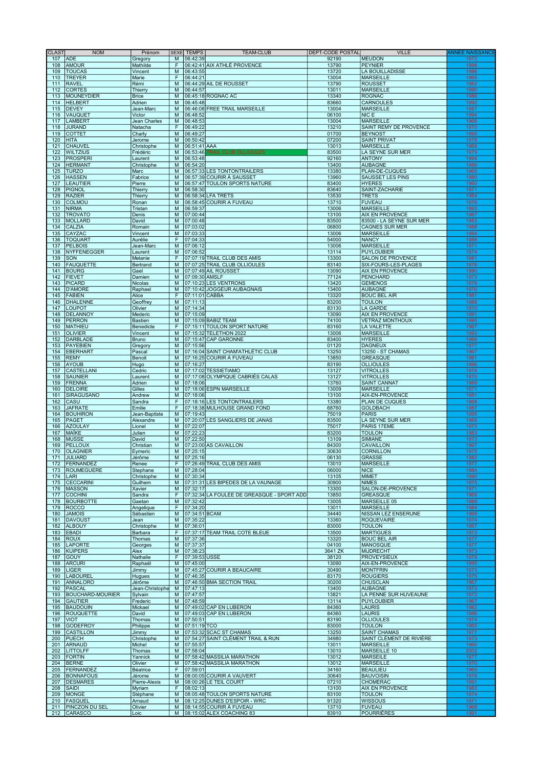| CLAST | NOM | Prénom | SEXE | TEMPS | TEAM-CLUB | DEPT-CODE POSTAL | VILLE | ANNEE NAISSANCE |
|---|---|---|---|---|---|---|---|---|
| 107 | ADE | Gregory | M | 06:42:39 | | 92190 | MEUDON | 1972 |
| 108 | AMOUR | Mathilde | F | 06:42:41 | AIX ATHLÉ PROVENCE | 13790 | PEYNIER | 1998 |
| 109 | TOUCAS | Vincent | M | 06:43:55 | | 13720 | LA BOUILLADISSE | 1986 |
| 110 | TREYER | Marie | F | 06:44:21 | | 13004 | MARSEILLE | 1965 |
| 111 | RAVEL | Rémi | M | 06:44:29 | AIL DE ROUSSET | 13790 | ROUSSET | 1982 |
| 112 | CORTES | Thierry | M | 06:44:57 | | 13011 | MARSEILLE | 1990 |
| 113 | MOUNEYDIER | Brice | M | 06:45:18 | ROGNAC AC | 13340 | ROGNAC | 1986 |
| 114 | HELBERT | Adrien | M | 06:45:48 | | 83660 | CARNOULES | 1992 |
| 115 | DEVEY | Jean-Marc | M | 06:46:08 | FREE TRAIL MARSEILLE | 13004 | MARSEILLE | 1957 |
| 116 | VAUQUET | Victor | M | 06:48:52 | | 06100 | NIC E | 1994 |
| 117 | LAMBERT | Jean Charles | M | 06:48:53 | | 13004 | MARSEILLE | 1968 |
| 118 | JURAND | Natacha | F | 06:49:22 | | 13210 | SAINT REMY DE PROVENCE | 1970 |
| 119 | COTTET | Charly | M | 06:49:27 | | 01700 | BEYNOST | 1995 |
| 120 | HITA | Jerome | M | 06:50:42 | | 07200 | SAINT PRIVAT | 1978 |
| 121 | CHAUVEL | Christophe | M | 06:51:41 | AAA | 13013 | MARSEILLE | 1969 |
| 122 | WILTZIUS | Frédéric | M | 06:53:46 | TRAIL CLUB OLLIOULES | 83500 | LA SEYNE SUR MER | 1979 |
| 123 | PROSPERI | Laurent | M | 06:53:48 | | 92160 | ANTONY | 1984 |
| 124 | HERMANT | Christophe | M | 06:54:20 | | 13400 | AUBAGNE | 1986 |
| 125 | TURZO | Marc | M | 06:57:33 | LES TONTONTRAILERS | 13380 | PLAN-DE-CUQUES | 1965 |
| 126 | HASSEN | Fabrice | M | 06:57:39 | COURIR À SAUSSET | 13960 | SAUSSET LES PINS | 1960 |
| 127 | LEAUTIER | Pierre | M | 06:57:47 | TOULON SPORTS NATURE | 83400 | HYERES | 1960 |
| 128 | PIGNOL | Thierry | M | 06:58:30 | | 83640 | SAINT-ZACHARIE | 1971 |
| 129 | RAZIER | Thierry | M | 06:58:34 | LFA TRETS | 13530 | TRETS | 1984 |
| 130 | COLMOU | Ronan | M | 06:58:45 | COURIR A FUVEAU | 13710 | FUVEAU | 1976 |
| 131 | NIRMA | Tristan | M | 06:59:37 | | 13006 | MARSEILLE | 1993 |
| 132 | TROVATO | Denis | M | 07:00:44 | | 13100 | AIX EN PROVENCE | 1987 |
| 133 | MOLLARD | David | M | 07:00:48 | | 83500 | 83500 - LA SEYNE SUR MER | 1983 |
| 134 | CALZIA | Romain | M | 07:03:02 | | 06800 | CAGNES SUR MER | 1988 |
| 135 | CAYZAC | Vincent | M | 07:03:33 | | 13006 | MARSEILLE | 1994 |
| 136 | TOQUART | Aurélie | F | 07:04:33 | | 54000 | NANCY | 1988 |
| 137 | PELBOIS | Jean-Marc | M | 07:06:12 | | 13006 | MARSEILLE | 1971 |
| 138 | NYFFENEGGER | Laurent | M | 07:06:52 | | 13114 | PUYLOUBIER | 1974 |
| 139 | SON | Melanie | F | 07:07:19 | TRAIL CLUB DES AMIS | 13300 | SALON DE PROVENCE | 1981 |
| 140 | FAUQUETTE | Bertrand | M | 07:07:25 | TRAIL CLUB OLLIOULES | 83140 | SIX-FOURS-LES-PLAGES | 1976 |
| 141 | BOURG | Gael | M | 07:07:49 | AIL ROUSSET | 13090 | AIX EN PROVENCE | 1990 |
| 142 | FIEVET | Damien | M | 07:09:30 | AMSLF | 77124 | PENCHARD | 1973 |
| 143 | PICARD | Nicolas | M | 07:10:23 | LES VENTRONS | 13420 | GEMENOS | 1978 |
| 144 | D'AMORE | Raphael | M | 07:10:42 | JOGGEUR AUBAGNAIS | 13400 | AUBAGNE | 1976 |
| 145 | FABIEN | Alice | F | 07:11:01 | CABBA | 13320 | BOUC BEL AIR | 1981 |
| 146 | DHALENNE | Geoffrey | M | 07:11:13 | | 83200 | TOULON | 1988 |
| 147 | LOUPOT | Olivier | M | 07:14:34 | | 83130 | LA GARDE | 1970 |
| 148 | DELANNOY | Mederic | M | 07:15:09 | | 13090 | AIX EN PROVENCE | 1991 |
| 149 | PERRON | Bastien | M | 07:15:09 | BABIZ TEAM | 74100 | VETRAZ MONTHOUX | 1995 |
| 150 | MATHIEU | Benedicte | F | 07:15:11 | TOULON SPORT NATURE | 83160 | LA VALETTE | 1967 |
| 151 | OLIVIER | Vincent | M | 07:15:32 | TELETHON 2022 | 13006 | MARSEILLE | 1993 |
| 152 | DARBLADE | Bruno | M | 07:15:47 | CAP GARONNE | 83400 | HYERES | 1966 |
| 153 | PAYEBIEN | Gregory | M | 07:15:56 | | 01120 | DAGNEUX | 1977 |
| 154 | EBERHART | Pascal | M | 07:16:04 | SAINT CHAM'ATHLÉTIC CLUB | 13250 | 13250 - ST CHAMAS | 1967 |
| 155 | REMY | Benoit | M | 07:16:25 | COURIR A FUVEAU | 13850 | GREASQUE | 1981 |
| 156 | AYOUB | Hugo | M | 07:16:27 | | 83190 | OLLIOULES | 1996 |
| 157 | CASTELLANI | Cedric | M | 07:17:02 | TESSIETIAMO | 13127 | VITROLLES | 1978 |
| 158 | SAUNIER | Laurent | M | 07:17:08 | OLYMPIQUE CABRIÈS CALAS | 13127 | VITROLLES | 1970 |
| 159 | FRENNA | Adrien | M | 07:18:06 | | 13760 | SAINT CANNAT | 1989 |
| 160 | DELOIRE | Gilles | M | 07:18:06 | ESPN MARSEILLE | 13009 | MARSEILLE | 1971 |
| 161 | SIRAGUSANO | Andrew | M | 07:18:06 | | 13100 | AIX-EN-PROVENCE | 1981 |
| 162 | CASU | Sandra | F | 07:18:16 | LES TONTONTRAILERS | 13380 | PLAN DE CUQUES | 1968 |
| 163 | JAFRATE | Emilie | F | 07:18:38 | MULHOUSE GRAND FOND | 68760 | GOLDBACH | 1987 |
| 164 | BOUHIRON | Jean-Baptiste | M | 07:19:43 | | 75019 | PARIS | 1995 |
| 165 | PAGET | Alexandre | M | 07:20:07 | LES SANGLIERS DE JANAS | 83500 | LA SEYNE SUR MER | 1968 |
| 166 | AZOULAY | Lionel | M | 07:22:07 | | 75017 | PARIS 17EME | 1973 |
| 167 | MAÏKE | Julien | M | 07:22:23 | | 83200 | TOULON | 1983 |
| 168 | MUSSE | David | M | 07:22:50 | | 13109 | SIMIANE | 1973 |
| 169 | PELLOUX | Christian | M | 07:23:00 | AS CAVAILLON | 84300 | CAVAILLON | 1967 |
| 170 | OLAGNIER | Eymeric | M | 07:25:15 | | 30630 | CORNILLON | 1975 |
| 171 | JULIARD | Jérôme | M | 07:25:16 | | 06130 | GRASSE | 1982 |
| 172 | FERNANDEZ | Renee | F | 07:26:49 | TRAIL CLUB DES AMIS | 13010 | MARSEILLE | 1977 |
| 173 | ROUMEGUERE | Stephane | M | 07:28:04 | | 06000 | NICE | 1984 |
| 174 | LARI | Christophe | M | 07:30:34 | | 13105 | MIMET | 1990 |
| 175 | CECCARINI | Guilhem | M | 07:31:31 | LES BIPEDES DE LA VAUNAGE | 30900 | NIMES | 1975 |
| 176 | MASSON | Xavier | M | 07:32:17 | | 13300 | SALON-DE-PROVENCE | 1971 |
| 177 | COCHINI | Sandra | F | 07:32:34 | LA FOULEE DE GREASQUE - SPORT ADD | 13850 | GREASQUE | 1969 |
| 178 | BOURBOTTE | Gaetan | M | 07:32:42 | | 13005 | MARSEILLE 05 | 1989 |
| 179 | ROCCO | Angelique | F | 07:34:20 | | 13011 | MARSEILLE | 1984 |
| 180 | JAMOIS | Sébastien | M | 07:34:51 | BCAM | 34440 | NISSAN LEZ ENSERUNE | 1969 |
| 181 | DAVOUST | Jean | M | 07:35:22 | | 13360 | ROQUEVAIRE | 1974 |
| 182 | ALBOUY | Christophe | M | 07:36:01 | | 83000 | TOULON | 1967 |
| 183 | EBADI | Barbara | F | 07:37:17 | TEAM TRAIL COTE BLEUE | 13500 | MARTIGUES | 1972 |
| 184 | ROUX | Thomas | M | 07:37:36 | | 13320 | BOUC BEL AIR | 1977 |
| 185 | LAPORTE | Georges | M | 07:37:37 | | 04100 | MANOSQUE | 1977 |
| 186 | KUIPERS | Alex | M | 07:38:23 | | 3641 ZK | MIJDRECHT | 1973 |
| 187 | GOUY | Nathalie | F | 07:39:53 | USSE | 38120 | PROVEYSIEUX | 1979 |
| 188 | ARCURI | Raphaël | M | 07:45:00 | | 13090 | AIX-EN-PROVENCE | 1995 |
| 189 | LIGER | Jimmy | M | 07:45:27 | COURIR A BEAUCAIRE | 30490 | MONTFRIN | 1973 |
| 190 | LABOUREL | Hugues | M | 07:46:35 | | 83170 | ROUGIERS | 1975 |
| 191 | ANNALORO | Jérôme | M | 07:46:50 | BMA SECTION TRAIL | 30200 | CHUSCLAN | 1967 |
| 192 | PASCAL | Jean-Christophe | M | 07:47:13 | | 13400 | AUBAGNE | 1973 |
| 193 | BOUCHARD-MOURIER | Sylvain | M | 07:47:57 | | 13821 | LA PENNE SUR HUVEAUNE | 1972 |
| 194 | GAUTIER | Frederic | M | 07:48:59 | | 13114 | PUYLOUBIER | 1967 |
| 195 | BAUDOUIN | Mickael | M | 07:49:02 | CAP EN LUBERON | 84360 | LAURIS | 1982 |
| 196 | ROUQUETTE | David | M | 07:49:03 | CAP EN LUBERON | 84360 | LAURIS | 1986 |
| 197 | VIOT | Thomas | M | 07:50:51 | | 83190 | OLLIOULES | 1974 |
| 198 | GODEFROY | Philippe | M | 07:51:19 | TCO | 83000 | TOULON | 1965 |
| 199 | CASTILLON | Jimmy | M | 07:53:32 | SCAC ST CHAMAS | 13250 | SAINT CHAMAS | 1977 |
| 200 | PUECH | Christophe | M | 07:54:27 | SAINT CLÉMENT TRAIL & RUN | 34980 | SAINT CLÉMENT DE RIVIÈRE | 1973 |
| 201 | ARNAUD | Michel | M | 07:55:57 | | 13011 | MARSEILLE | 1960 |
| 202 | LITTOLFF | Thomas | M | 07:58:04 | | 13010 | MARSEILLE 10 | 2002 |
| 203 | FORTIN | Yannick | M | 07:58:42 | MASSILIA MARATHON | 13012 | MARSEILLE | 1977 |
| 204 | BERNE | Olivier | M | 07:58:42 | MASSILIA MARATHON | 13012 | MARSEILLE | 1970 |
| 205 | FERNANDEZ | Béatrice | F | 07:59:01 | | 34160 | BEAULIEU | 1965 |
| 206 | BONNAFOUS | Jérome | M | 08:00:05 | COURIR A VAUVERT | 30640 | BEAUVOISIN | 1976 |
| 207 | DESMARES | Pierre-Alexis | M | 08:00:26 | LE TEIL COURT | 07210 | CHOMERAC | 1991 |
| 208 | SAIDI | Myriam | F | 08:02:13 | | 13100 | AIX EN PROVENCE | 1983 |
| 209 | MONGE | Stéphane | M | 08:05:48 | TOULON SPORTS NATURE | 83100 | TOULON | 1974 |
| 210 | FASQUEL | Arnaud | M | 08:12:25 | DUNES D'ESPOIR - WRC | 91320 | WISSOUS | 1971 |
| 211 | PINCZON DU SEL | Olivier | M | 08:14:55 | COURIR A FUVEAU | 13710 | FUVEAU | 1968 |
| 212 | CARASCO | Loic | M | 08:15:02 | ALEX COACHING 83 | 83910 | POURRIÈRES | 1991 |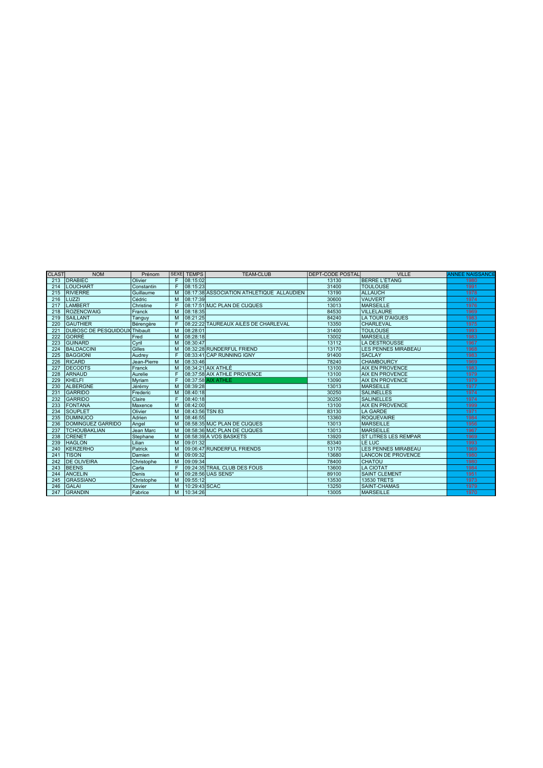| CLAST | NOM | Prénom | SEXE | TEMPS | TEAM-CLUB | DEPT-CODE POSTAL | VILLE | ANNEE NAISSANCE |
|---|---|---|---|---|---|---|---|---|
| 213 | DRABIEC | Olivier | F | 08:15:02 | | 13130 | BERRE L'ETANG | 1980 |
| 214 | LOUCHART | Constantin | F | 08:15:23 | | 31400 | TOULOUSE | 1991 |
| 215 | RIVIERRE | Guillaume | M | 08:17:38 | ASSOCIATION ATHLETIQUE ALLAUDIEN | 13190 | ALLAUCH | 1978 |
| 216 | LUZZI | Cédric | M | 08:17:39 | | 30600 | VAUVERT | 1974 |
| 217 | LAMBERT | Christine | F | 08:17:51 | MJC PLAN DE CUQUES | 13013 | MARSEILLE | 1976 |
| 218 | ROZENCWAIG | Franck | M | 08:18:35 | | 84530 | VILLELAURE | 1969 |
| 219 | SAILLANT | Tanguy | M | 08:21:25 | | 84240 | LA TOUR D'AIGUES | 1983 |
| 220 | GAUTHIER | Bérengère | F | 08:22:22 | TAUREAUX AILÉS DE CHARLEVAL | 13350 | CHARLEVAL | 1975 |
| 221 | DUBOSC DE PESQUIDOUX | Thibault | M | 08:28:01 | | 31400 | TOULOUSE | 1993 |
| 222 | GORRÉ | Fred | M | 08:28:18 | | 13002 | MARSEILLE | 1983 |
| 223 | GUINARD | Cyril | M | 08:30:47 | | 13112 | LA DESTROUSSE | 1967 |
| 224 | BALDACCINI | Gilles | M | 08:32:28 | RUNDERFUL FRIEND | 13170 | LES PENNES MIRABEAU | 1968 |
| 225 | BAGGIONI | Audrey | F | 08:33:41 | CAP RUNNING IGNY | 91400 | SACLAY | 1983 |
| 226 | RICARD | Jean-Pierre | M | 08:33:46 | | 78240 | CHAMBOURCY | 1969 |
| 227 | DECODTS | Franck | M | 08:34:21 | AIX ATHLÉ | 13100 | AIX EN PROVENCE | 1983 |
| 228 | ARNAUD | Aurelie | F | 08:37:58 | AIX ATHLE PROVENCE | 13100 | AIX EN PROVENCE | 1979 |
| 229 | KHELFI | Myriam | F | 08:37:58 | AIX ATHLE | 13090 | AIX EN PROVENCE | 1979 |
| 230 | ALBERGNE | Jérémy | M | 08:39:28 | | 13013 | MARSEILLE | 1977 |
| 231 | GARRIDO | Frederic | M | 08:40:18 | | 30250 | SALINELLES | 1974 |
| 232 | GARRIDO | Claire | F | 08:40:18 | | 30250 | SALINELLES | 1974 |
| 233 | FONTANA | Maxence | M | 08:42:00 | | 13100 | AIX EN PROVENCE | 1999 |
| 234 | SOUPLET | Olivier | M | 08:43:56 | TSN 83 | 83130 | LA GARDE | 1971 |
| 235 | DUMINUCO | Adrien | M | 08:46:55 | | 13360 | ROQUEVAIRE | 1984 |
| 236 | DOMINGUEZ GARRIDO | Angel | M | 08:58:35 | MJC PLAN DE CUQUES | 13013 | MARSEILLE | 1956 |
| 237 | TCHOUBAKLIAN | Jean Marc | M | 08:58:36 | MJC PLAN DE CUQUES | 13013 | MARSEILLE | 1967 |
| 238 | CRENET | Stephane | M | 08:58:39 | A VOS BASKETS | 13920 | ST LITRES LES REMPAR | 1969 |
| 239 | HAGLON | Lilian | M | 09:01:32 | | 83340 | LE LUC | 1993 |
| 240 | KERZERHO | Patrick | M | 09:06:47 | RUNDERFUL FRIENDS | 13170 | LES PENNES MIRABEAU | 1969 |
| 241 | TISON | Damien | M | 09:09:32 | | 13680 | LANCON DE PROVENCE | 1980 |
| 242 | DE OLIVEIRA | Christophe | M | 09:09:34 | | 78400 | CHATOU | 1980 |
| 243 | BEENS | Carla | F | 09:24:35 | TRAIL CLUB DES FOUS | 13600 | LA CIOTAT | 1984 |
| 244 | ANCELIN | Denis | M | 09:28:56 | UAS SENS* | 89100 | SAINT CLEMENT | 1951 |
| 245 | GRASSIANO | Christophe | M | 09:55:12 | | 13530 | 13530 TRETS | 1973 |
| 246 | GALAI | Xavier | M | 10:29:43 | SCAC | 13250 | SAINT-CHAMAS | 1979 |
| 247 | GRANDIN | Fabrice | M | 10:34:26 | | 13005 | MARSEILLE | 1970 |